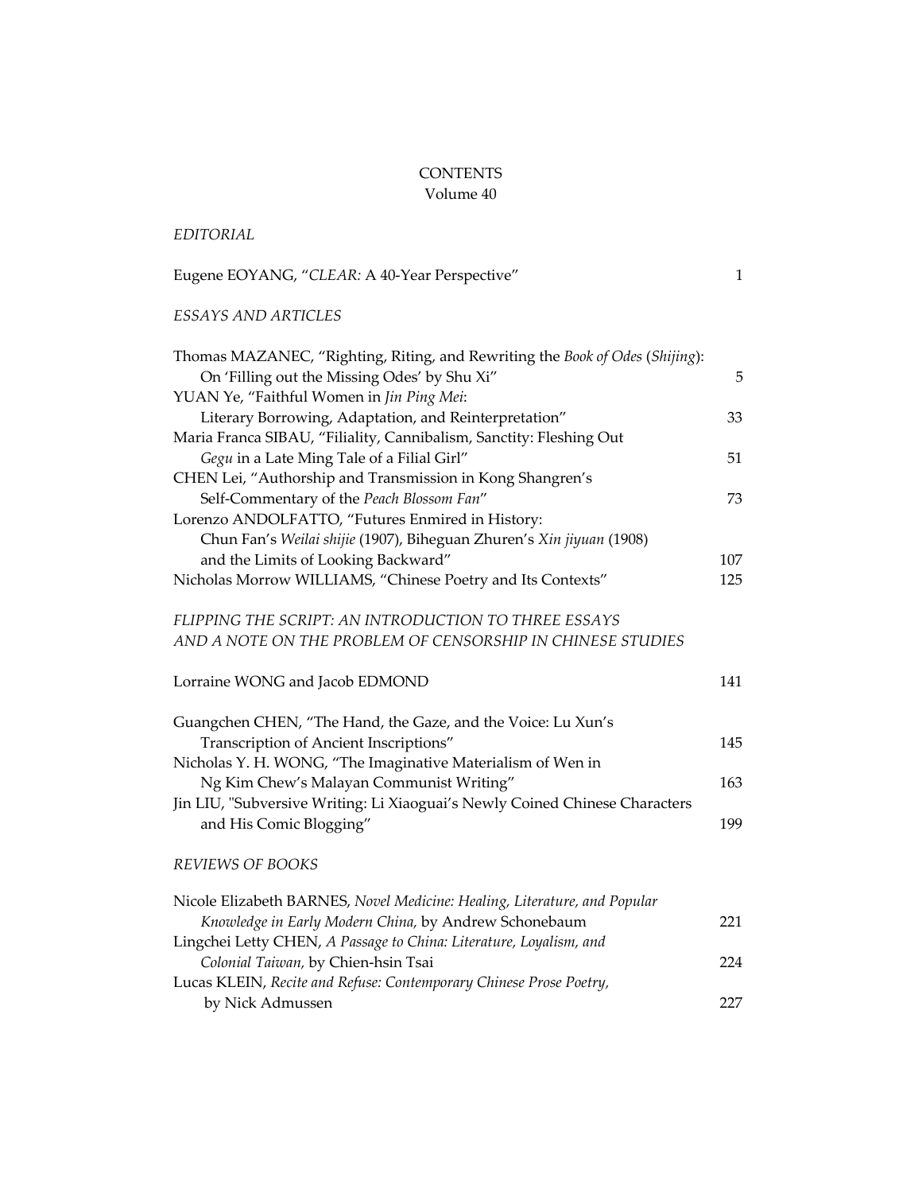# CONTENTS
Volume 40

*EDITORIAL*

Eugene EOYANG, "*CLEAR:* A 40-Year Perspective" 1

*ESSAYS AND ARTICLES*

Thomas MAZANEC, "Righting, Riting, and Rewriting the *Book of Odes* (*Shijing*): On 'Filling out the Missing Odes' by Shu Xi" 5

YUAN Ye, "Faithful Women in *Jin Ping Mei*: Literary Borrowing, Adaptation, and Reinterpretation" 33

Maria Franca SIBAU, "Filiality, Cannibalism, Sanctity: Fleshing Out *Gegu* in a Late Ming Tale of a Filial Girl" 51

CHEN Lei, "Authorship and Transmission in Kong Shangren's Self-Commentary of the *Peach Blossom Fan*" 73

Lorenzo ANDOLFATTO, "Futures Enmired in History: Chun Fan's *Weilai shijie* (1907), Biheguan Zhuren's *Xin jiyuan* (1908) and the Limits of Looking Backward" 107

Nicholas Morrow WILLIAMS, "Chinese Poetry and Its Contexts" 125

*FLIPPING THE SCRIPT: AN INTRODUCTION TO THREE ESSAYS AND A NOTE ON THE PROBLEM OF CENSORSHIP IN CHINESE STUDIES*

Lorraine WONG and Jacob EDMOND 141

Guangchen CHEN, "The Hand, the Gaze, and the Voice: Lu Xun's Transcription of Ancient Inscriptions" 145

Nicholas Y. H. WONG, "The Imaginative Materialism of Wen in Ng Kim Chew's Malayan Communist Writing" 163

Jin LIU, "Subversive Writing: Li Xiaoguai's Newly Coined Chinese Characters and His Comic Blogging" 199

*REVIEWS OF BOOKS*

Nicole Elizabeth BARNES, *Novel Medicine: Healing, Literature, and Popular Knowledge in Early Modern China,* by Andrew Schonebaum 221

Lingchei Letty CHEN, *A Passage to China: Literature, Loyalism, and Colonial Taiwan,* by Chien-hsin Tsai 224

Lucas KLEIN, *Recite and Refuse: Contemporary Chinese Prose Poetry,* by Nick Admussen 227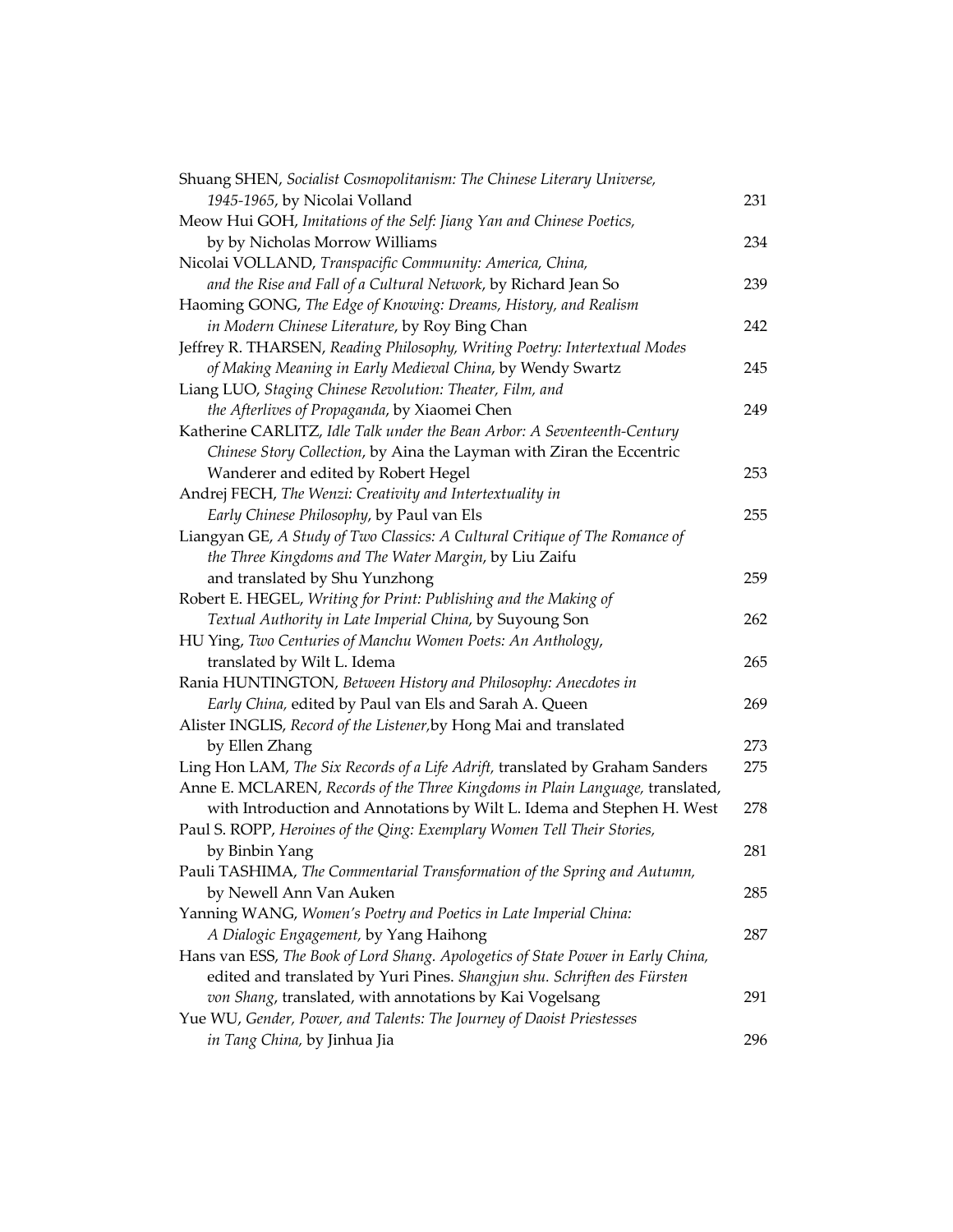Shuang SHEN, *Socialist Cosmopolitanism: The Chinese Literary Universe, 1945-1965*, by Nicolai Volland 231

Meow Hui GOH, *Imitations of the Self: Jiang Yan and Chinese Poetics*, by by Nicholas Morrow Williams 234

Nicolai VOLLAND, *Transpacific Community: America, China, and the Rise and Fall of a Cultural Network*, by Richard Jean So 239

Haoming GONG, *The Edge of Knowing: Dreams, History, and Realism in Modern Chinese Literature*, by Roy Bing Chan 242

Jeffrey R. THARSEN, *Reading Philosophy, Writing Poetry: Intertextual Modes of Making Meaning in Early Medieval China*, by Wendy Swartz 245

Liang LUO, *Staging Chinese Revolution: Theater, Film, and the Afterlives of Propaganda*, by Xiaomei Chen 249

Katherine CARLITZ, *Idle Talk under the Bean Arbor: A Seventeenth-Century Chinese Story Collection*, by Aina the Layman with Ziran the Eccentric Wanderer and edited by Robert Hegel 253

Andrej FECH, *The Wenzi: Creativity and Intertextuality in Early Chinese Philosophy*, by Paul van Els 255

Liangyan GE, *A Study of Two Classics: A Cultural Critique of The Romance of the Three Kingdoms and The Water Margin*, by Liu Zaifu and translated by Shu Yunzhong 259

Robert E. HEGEL, *Writing for Print: Publishing and the Making of Textual Authority in Late Imperial China*, by Suyoung Son 262

HU Ying, *Two Centuries of Manchu Women Poets: An Anthology*, translated by Wilt L. Idema 265

Rania HUNTINGTON, *Between History and Philosophy: Anecdotes in Early China*, edited by Paul van Els and Sarah A. Queen 269

Alister INGLIS, *Record of the Listener*,by Hong Mai and translated by Ellen Zhang 273

Ling Hon LAM, *The Six Records of a Life Adrift*, translated by Graham Sanders 275

Anne E. MCLAREN, *Records of the Three Kingdoms in Plain Language*, translated, with Introduction and Annotations by Wilt L. Idema and Stephen H. West 278

Paul S. ROPP, *Heroines of the Qing: Exemplary Women Tell Their Stories*, by Binbin Yang 281

Pauli TASHIMA, *The Commentarial Transformation of the Spring and Autumn*, by Newell Ann Van Auken 285

Yanning WANG, *Women's Poetry and Poetics in Late Imperial China: A Dialogic Engagement*, by Yang Haihong 287

Hans van ESS, *The Book of Lord Shang. Apologetics of State Power in Early China*, edited and translated by Yuri Pines. *Shangjun shu. Schriften des Fürsten von Shang*, translated, with annotations by Kai Vogelsang 291

Yue WU, *Gender, Power, and Talents: The Journey of Daoist Priestesses in Tang China*, by Jinhua Jia 296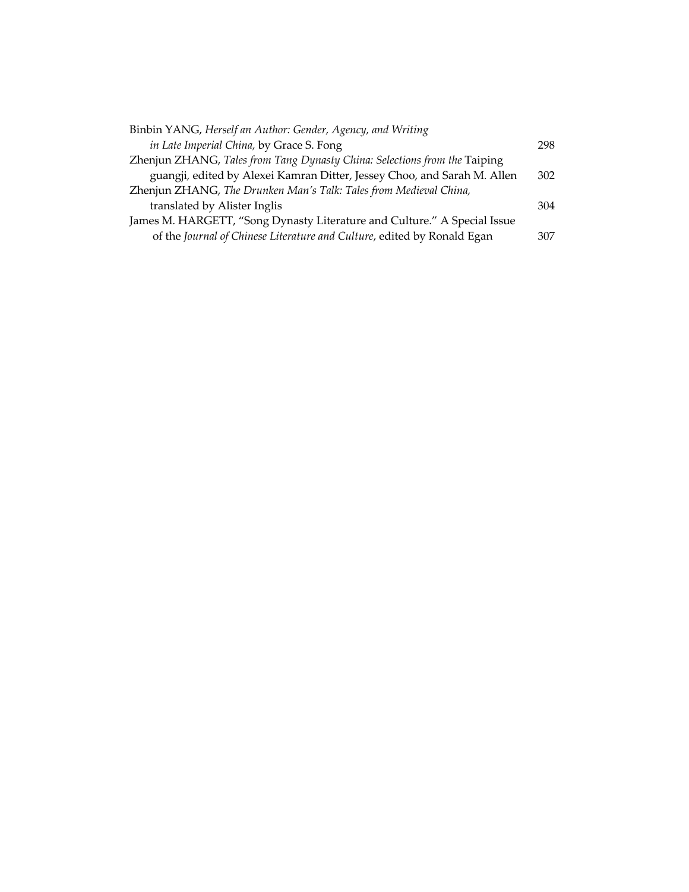Binbin YANG, *Herself an Author: Gender, Agency, and Writing in Late Imperial China,* by Grace S. Fong 298

Zhenjun ZHANG, *Tales from Tang Dynasty China: Selections from the* Taiping guangji, edited by Alexei Kamran Ditter, Jessey Choo, and Sarah M. Allen 302

Zhenjun ZHANG, *The Drunken Man's Talk: Tales from Medieval China,* translated by Alister Inglis 304

James M. HARGETT, "Song Dynasty Literature and Culture." A Special Issue of the *Journal of Chinese Literature and Culture*, edited by Ronald Egan 307